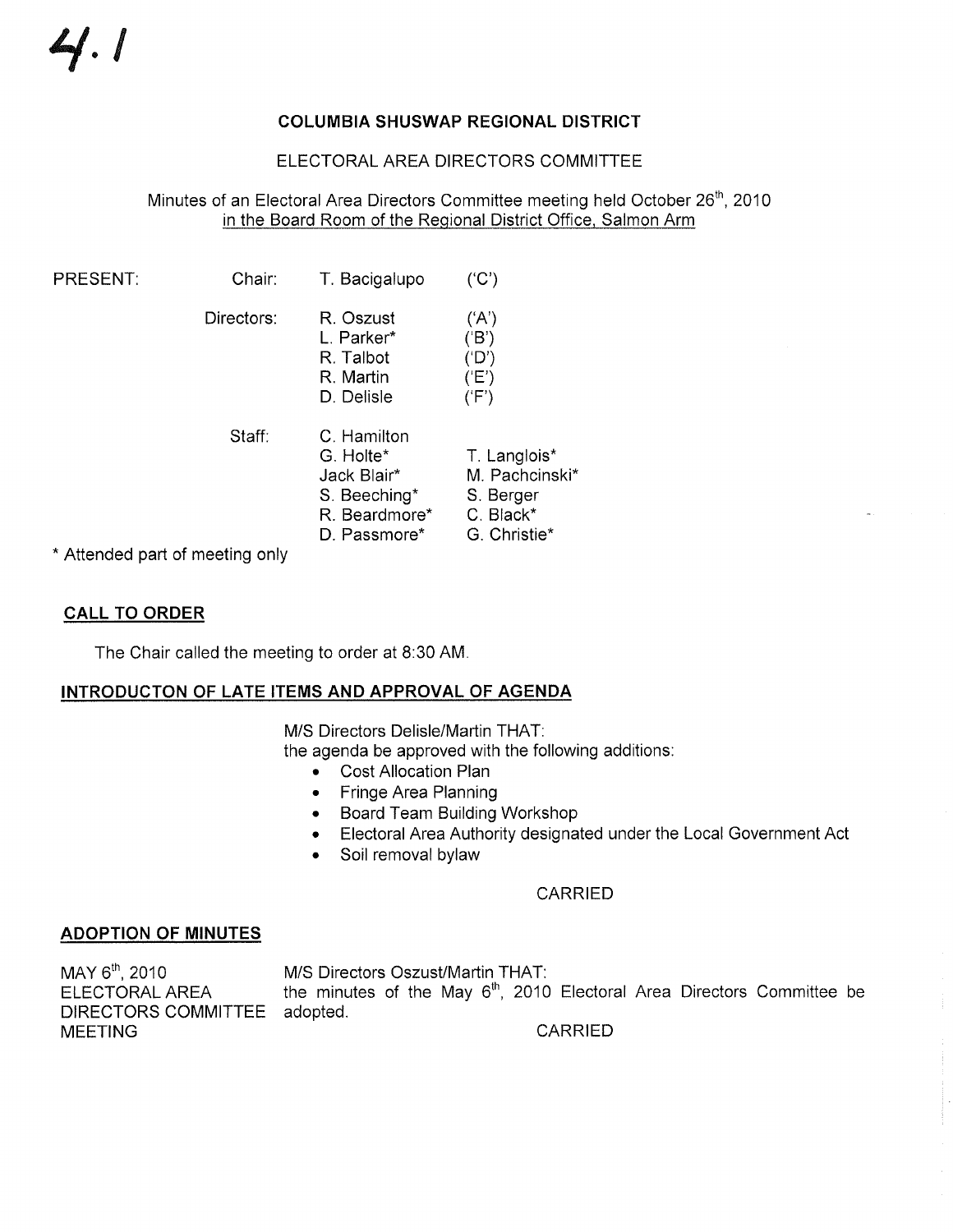4.1

# COLUMBIA SHUSWAP REGIONAL DISTRICT

## ELECTORAL AREA DIRECTORS COMMITTEE

Minutes of an Electoral Area Directors Committee meeting held October 26th, 2010 in the Board Room of the Regional District Office, Salmon Arm

| PRESENT: | | | |
|---|---|---|---|
| Chair: | T. Bacigalupo | ('C') | |
| Directors: | R. Oszust | ('A') | |
| | L. Parker* | ('B') | |
| | R. Talbot | ('D') | |
| | R. Martin | ('E') | |
| | D. Delisle | ('F') | |
| Staff: | C. Hamilton | | |
| | G. Holte* | T. Langlois* | |
| | Jack Blair* | M. Pachcinski* | |
| | S. Beeching* | S. Berger | |
| | R. Beardmore* | C. Black* | |
| | D. Passmore* | G. Christie* | |

* Attended part of meeting only

## CALL TO ORDER

The Chair called the meeting to order at 8:30 AM.

## INTRODUCTON OF LATE ITEMS AND APPROVAL OF AGENDA

M/S Directors Delisle/Martin THAT:
the agenda be approved with the following additions:

- Cost Allocation Plan
- Fringe Area Planning
- Board Team Building Workshop
- Electoral Area Authority designated under the Local Government Act
- Soil removal bylaw

CARRIED

## ADOPTION OF MINUTES

MAY 6th, 2010 ELECTORAL AREA DIRECTORS COMMITTEE MEETING

M/S Directors Oszust/Martin THAT:
the minutes of the May 6th, 2010 Electoral Area Directors Committee be adopted.

CARRIED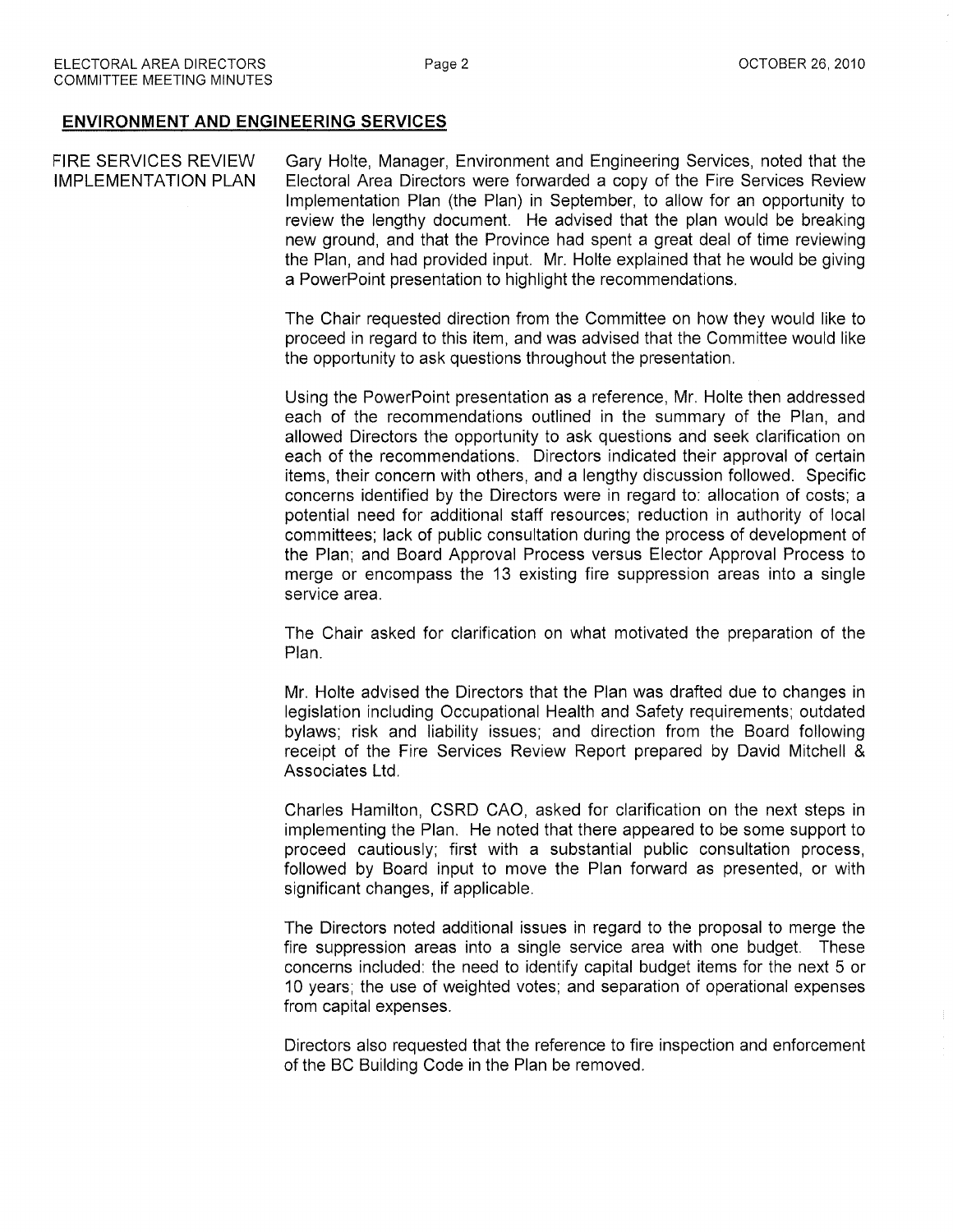## ENVIRONMENT AND ENGINEERING SERVICES

**FIRE SERVICES REVIEW IMPLEMENTATION PLAN**

Gary Holte, Manager, Environment and Engineering Services, noted that the Electoral Area Directors were forwarded a copy of the Fire Services Review Implementation Plan (the Plan) in September, to allow for an opportunity to review the lengthy document. He advised that the plan would be breaking new ground, and that the Province had spent a great deal of time reviewing the Plan, and had provided input. Mr. Holte explained that he would be giving a PowerPoint presentation to highlight the recommendations.

The Chair requested direction from the Committee on how they would like to proceed in regard to this item, and was advised that the Committee would like the opportunity to ask questions throughout the presentation.

Using the PowerPoint presentation as a reference, Mr. Holte then addressed each of the recommendations outlined in the summary of the Plan, and allowed Directors the opportunity to ask questions and seek clarification on each of the recommendations. Directors indicated their approval of certain items, their concern with others, and a lengthy discussion followed. Specific concerns identified by the Directors were in regard to: allocation of costs; a potential need for additional staff resources; reduction in authority of local committees; lack of public consultation during the process of development of the Plan; and Board Approval Process versus Elector Approval Process to merge or encompass the 13 existing fire suppression areas into a single service area.

The Chair asked for clarification on what motivated the preparation of the Plan.

Mr. Holte advised the Directors that the Plan was drafted due to changes in legislation including Occupational Health and Safety requirements; outdated bylaws; risk and liability issues; and direction from the Board following receipt of the Fire Services Review Report prepared by David Mitchell & Associates Ltd.

Charles Hamilton, CSRD CAO, asked for clarification on the next steps in implementing the Plan. He noted that there appeared to be some support to proceed cautiously; first with a substantial public consultation process, followed by Board input to move the Plan forward as presented, or with significant changes, if applicable.

The Directors noted additional issues in regard to the proposal to merge the fire suppression areas into a single service area with one budget. These concerns included: the need to identify capital budget items for the next 5 or 10 years; the use of weighted votes; and separation of operational expenses from capital expenses.

Directors also requested that the reference to fire inspection and enforcement of the BC Building Code in the Plan be removed.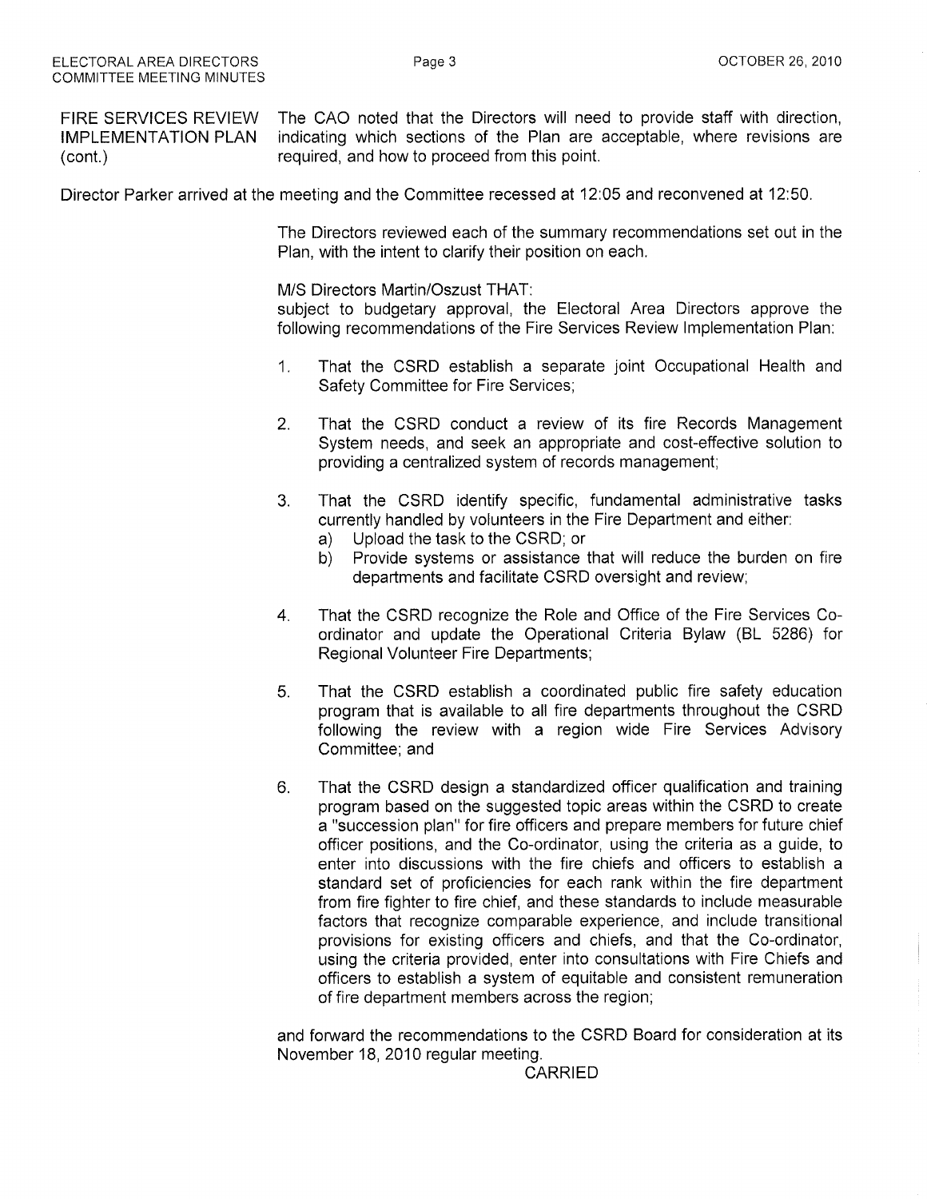**FIRE SERVICES REVIEW IMPLEMENTATION PLAN (cont.)**

The CAO noted that the Directors will need to provide staff with direction, indicating which sections of the Plan are acceptable, where revisions are required, and how to proceed from this point.

Director Parker arrived at the meeting and the Committee recessed at 12:05 and reconvened at 12:50.

The Directors reviewed each of the summary recommendations set out in the Plan, with the intent to clarify their position on each.

M/S Directors Martin/Oszust THAT:
subject to budgetary approval, the Electoral Area Directors approve the following recommendations of the Fire Services Review Implementation Plan:

1. That the CSRD establish a separate joint Occupational Health and Safety Committee for Fire Services;

2. That the CSRD conduct a review of its fire Records Management System needs, and seek an appropriate and cost-effective solution to providing a centralized system of records management;

3. That the CSRD identify specific, fundamental administrative tasks currently handled by volunteers in the Fire Department and either:
   a) Upload the task to the CSRD; or
   b) Provide systems or assistance that will reduce the burden on fire departments and facilitate CSRD oversight and review;

4. That the CSRD recognize the Role and Office of the Fire Services Co-ordinator and update the Operational Criteria Bylaw (BL 5286) for Regional Volunteer Fire Departments;

5. That the CSRD establish a coordinated public fire safety education program that is available to all fire departments throughout the CSRD following the review with a region wide Fire Services Advisory Committee; and

6. That the CSRD design a standardized officer qualification and training program based on the suggested topic areas within the CSRD to create a "succession plan" for fire officers and prepare members for future chief officer positions, and the Co-ordinator, using the criteria as a guide, to enter into discussions with the fire chiefs and officers to establish a standard set of proficiencies for each rank within the fire department from fire fighter to fire chief, and these standards to include measurable factors that recognize comparable experience, and include transitional provisions for existing officers and chiefs, and that the Co-ordinator, using the criteria provided, enter into consultations with Fire Chiefs and officers to establish a system of equitable and consistent remuneration of fire department members across the region;

and forward the recommendations to the CSRD Board for consideration at its November 18, 2010 regular meeting.

CARRIED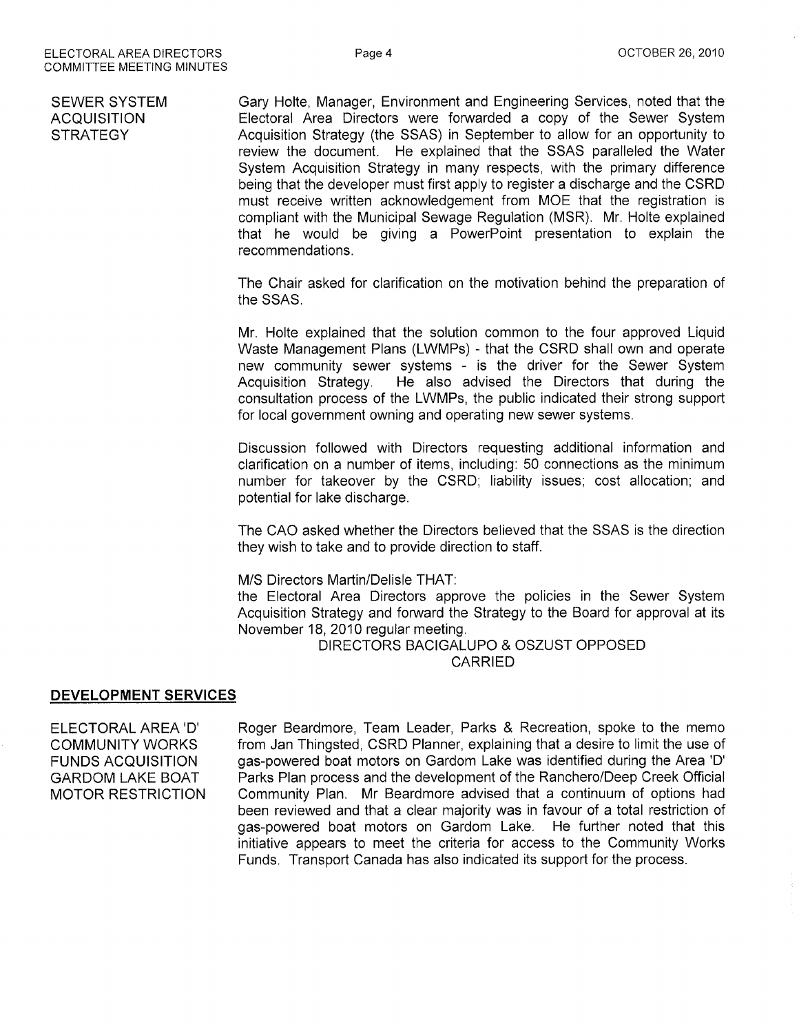**SEWER SYSTEM ACQUISITION STRATEGY**

Gary Holte, Manager, Environment and Engineering Services, noted that the Electoral Area Directors were forwarded a copy of the Sewer System Acquisition Strategy (the SSAS) in September to allow for an opportunity to review the document. He explained that the SSAS paralleled the Water System Acquisition Strategy in many respects, with the primary difference being that the developer must first apply to register a discharge and the CSRD must receive written acknowledgement from MOE that the registration is compliant with the Municipal Sewage Regulation (MSR). Mr. Holte explained that he would be giving a PowerPoint presentation to explain the recommendations.

The Chair asked for clarification on the motivation behind the preparation of the SSAS.

Mr. Holte explained that the solution common to the four approved Liquid Waste Management Plans (LWMPs) - that the CSRD shall own and operate new community sewer systems - is the driver for the Sewer System Acquisition Strategy. He also advised the Directors that during the consultation process of the LWMPs, the public indicated their strong support for local government owning and operating new sewer systems.

Discussion followed with Directors requesting additional information and clarification on a number of items, including: 50 connections as the minimum number for takeover by the CSRD; liability issues; cost allocation; and potential for lake discharge.

The CAO asked whether the Directors believed that the SSAS is the direction they wish to take and to provide direction to staff.

M/S Directors Martin/Delisle THAT:
the Electoral Area Directors approve the policies in the Sewer System Acquisition Strategy and forward the Strategy to the Board for approval at its November 18, 2010 regular meeting.

DIRECTORS BACIGALUPO & OSZUST OPPOSED
CARRIED

## DEVELOPMENT SERVICES

**ELECTORAL AREA 'D' COMMUNITY WORKS FUNDS ACQUISITION GARDOM LAKE BOAT MOTOR RESTRICTION**

Roger Beardmore, Team Leader, Parks & Recreation, spoke to the memo from Jan Thingsted, CSRD Planner, explaining that a desire to limit the use of gas-powered boat motors on Gardom Lake was identified during the Area 'D' Parks Plan process and the development of the Ranchero/Deep Creek Official Community Plan. Mr Beardmore advised that a continuum of options had been reviewed and that a clear majority was in favour of a total restriction of gas-powered boat motors on Gardom Lake. He further noted that this initiative appears to meet the criteria for access to the Community Works Funds. Transport Canada has also indicated its support for the process.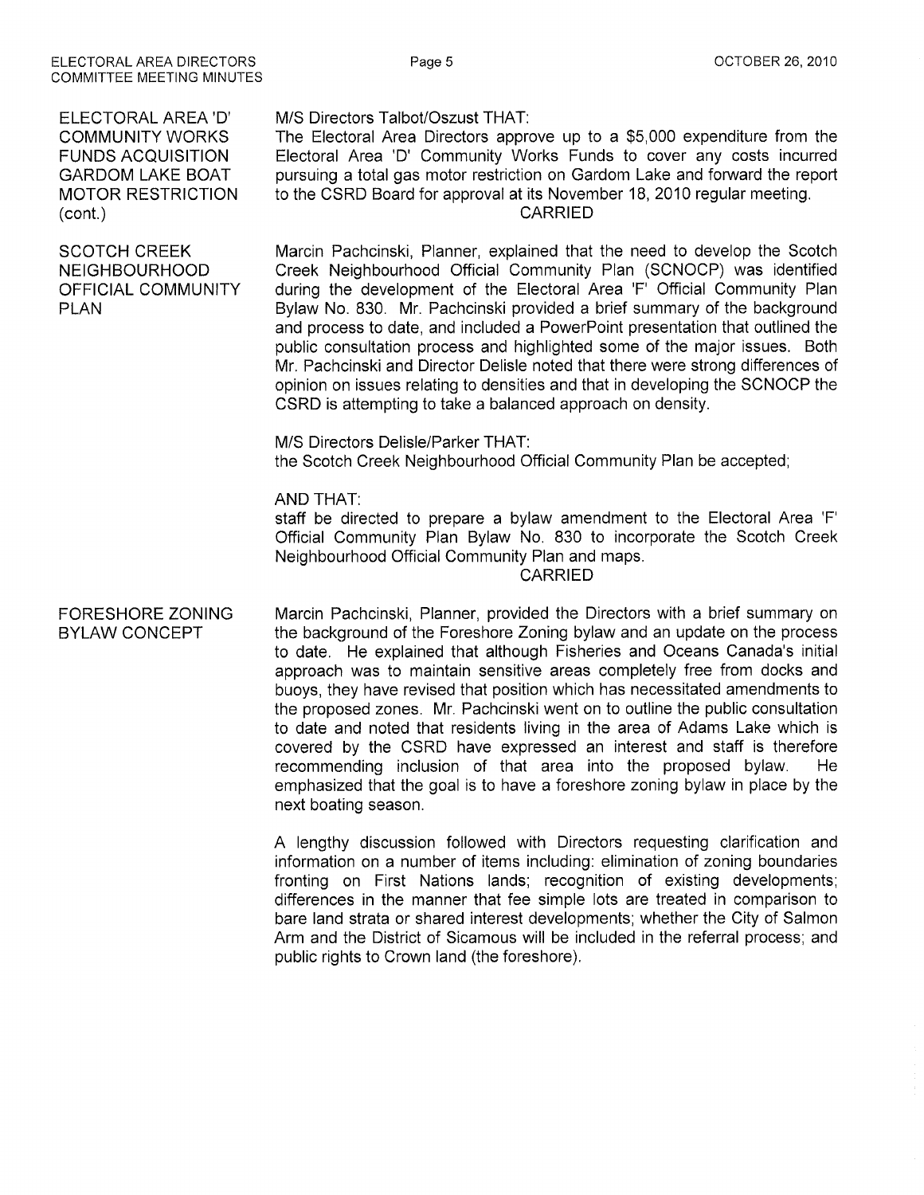**ELECTORAL AREA 'D' COMMUNITY WORKS FUNDS ACQUISITION GARDOM LAKE BOAT MOTOR RESTRICTION (cont.)**

M/S Directors Talbot/Oszust THAT:
The Electoral Area Directors approve up to a $5,000 expenditure from the Electoral Area 'D' Community Works Funds to cover any costs incurred pursuing a total gas motor restriction on Gardom Lake and forward the report to the CSRD Board for approval at its November 18, 2010 regular meeting.

CARRIED

**SCOTCH CREEK NEIGHBOURHOOD OFFICIAL COMMUNITY PLAN**

Marcin Pachcinski, Planner, explained that the need to develop the Scotch Creek Neighbourhood Official Community Plan (SCNOCP) was identified during the development of the Electoral Area 'F' Official Community Plan Bylaw No. 830. Mr. Pachcinski provided a brief summary of the background and process to date, and included a PowerPoint presentation that outlined the public consultation process and highlighted some of the major issues. Both Mr. Pachcinski and Director Delisle noted that there were strong differences of opinion on issues relating to densities and that in developing the SCNOCP the CSRD is attempting to take a balanced approach on density.

M/S Directors Delisle/Parker THAT:
the Scotch Creek Neighbourhood Official Community Plan be accepted;

AND THAT:
staff be directed to prepare a bylaw amendment to the Electoral Area 'F' Official Community Plan Bylaw No. 830 to incorporate the Scotch Creek Neighbourhood Official Community Plan and maps.

CARRIED

**FORESHORE ZONING BYLAW CONCEPT**

Marcin Pachcinski, Planner, provided the Directors with a brief summary on the background of the Foreshore Zoning bylaw and an update on the process to date. He explained that although Fisheries and Oceans Canada's initial approach was to maintain sensitive areas completely free from docks and buoys, they have revised that position which has necessitated amendments to the proposed zones. Mr. Pachcinski went on to outline the public consultation to date and noted that residents living in the area of Adams Lake which is covered by the CSRD have expressed an interest and staff is therefore recommending inclusion of that area into the proposed bylaw. He emphasized that the goal is to have a foreshore zoning bylaw in place by the next boating season.

A lengthy discussion followed with Directors requesting clarification and information on a number of items including: elimination of zoning boundaries fronting on First Nations lands; recognition of existing developments; differences in the manner that fee simple lots are treated in comparison to bare land strata or shared interest developments; whether the City of Salmon Arm and the District of Sicamous will be included in the referral process; and public rights to Crown land (the foreshore).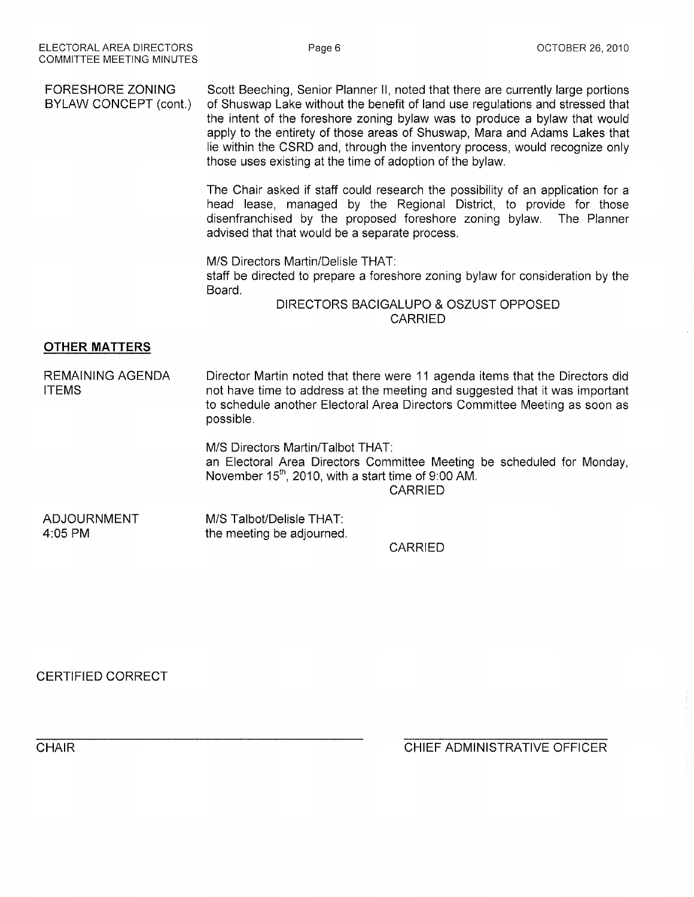**FOREShore ZONING BYLAW CONCEPT (cont.)**

Scott Beeching, Senior Planner II, noted that there are currently large portions of Shuswap Lake without the benefit of land use regulations and stressed that the intent of the foreshore zoning bylaw was to produce a bylaw that would apply to the entirety of those areas of Shuswap, Mara and Adams Lakes that lie within the CSRD and, through the inventory process, would recognize only those uses existing at the time of adoption of the bylaw.

The Chair asked if staff could research the possibility of an application for a head lease, managed by the Regional District, to provide for those disenfranchised by the proposed foreshore zoning bylaw. The Planner advised that that would be a separate process.

M/S Directors Martin/Delisle THAT:
staff be directed to prepare a foreshore zoning bylaw for consideration by the Board.

DIRECTORS BACIGALUPO & OSZUST OPPOSED
CARRIED

## OTHER MATTERS

**REMAINING AGENDA ITEMS**

Director Martin noted that there were 11 agenda items that the Directors did not have time to address at the meeting and suggested that it was important to schedule another Electoral Area Directors Committee Meeting as soon as possible.

M/S Directors Martin/Talbot THAT:
an Electoral Area Directors Committee Meeting be scheduled for Monday, November 15th, 2010, with a start time of 9:00 AM.

CARRIED

**ADJOURNMENT 4:05 PM**

M/S Talbot/Delisle THAT:
the meeting be adjourned.

CARRIED

CERTIFIED CORRECT

\_\_\_\_\_\_\_\_\_\_\_\_\_\_\_\_\_\_\_\_\_\_\_\_\_\_\_\_\_\_
CHAIR

\_\_\_\_\_\_\_\_\_\_\_\_\_\_\_\_\_\_\_\_\_\_\_\_\_\_\_\_\_\_
CHIEF ADMINISTRATIVE OFFICER